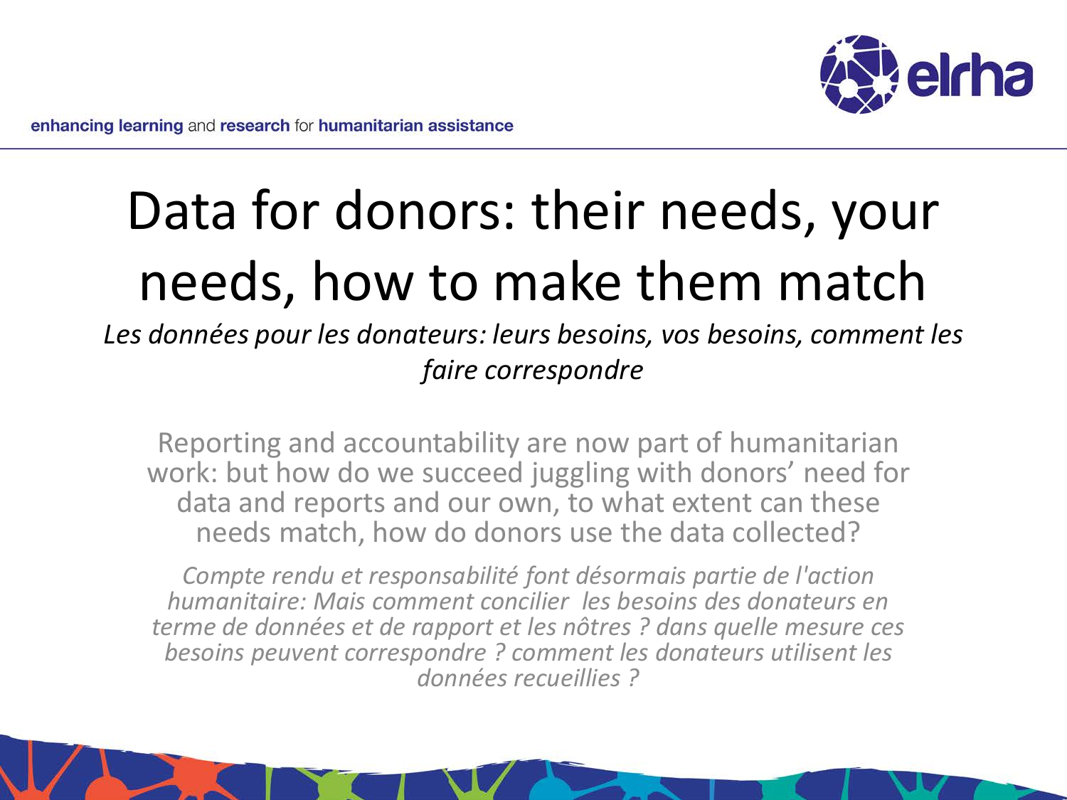enhancing learning and research for humanitarian assistance

# Data for donors: their needs, your needs, how to make them match

*Les données pour les donateurs: leurs besoins, vos besoins, comment les faire correspondre*

Reporting and accountability are now part of humanitarian work: but how do we succeed juggling with donors' need for data and reports and our own, to what extent can these needs match, how do donors use the data collected?

*Compte rendu et responsabilité font désormais partie de l'action humanitaire: Mais comment concilier les besoins des donateurs en terme de données et de rapport et les nôtres ? dans quelle mesure ces besoins peuvent correspondre ? comment les donateurs utilisent les données recueillies ?*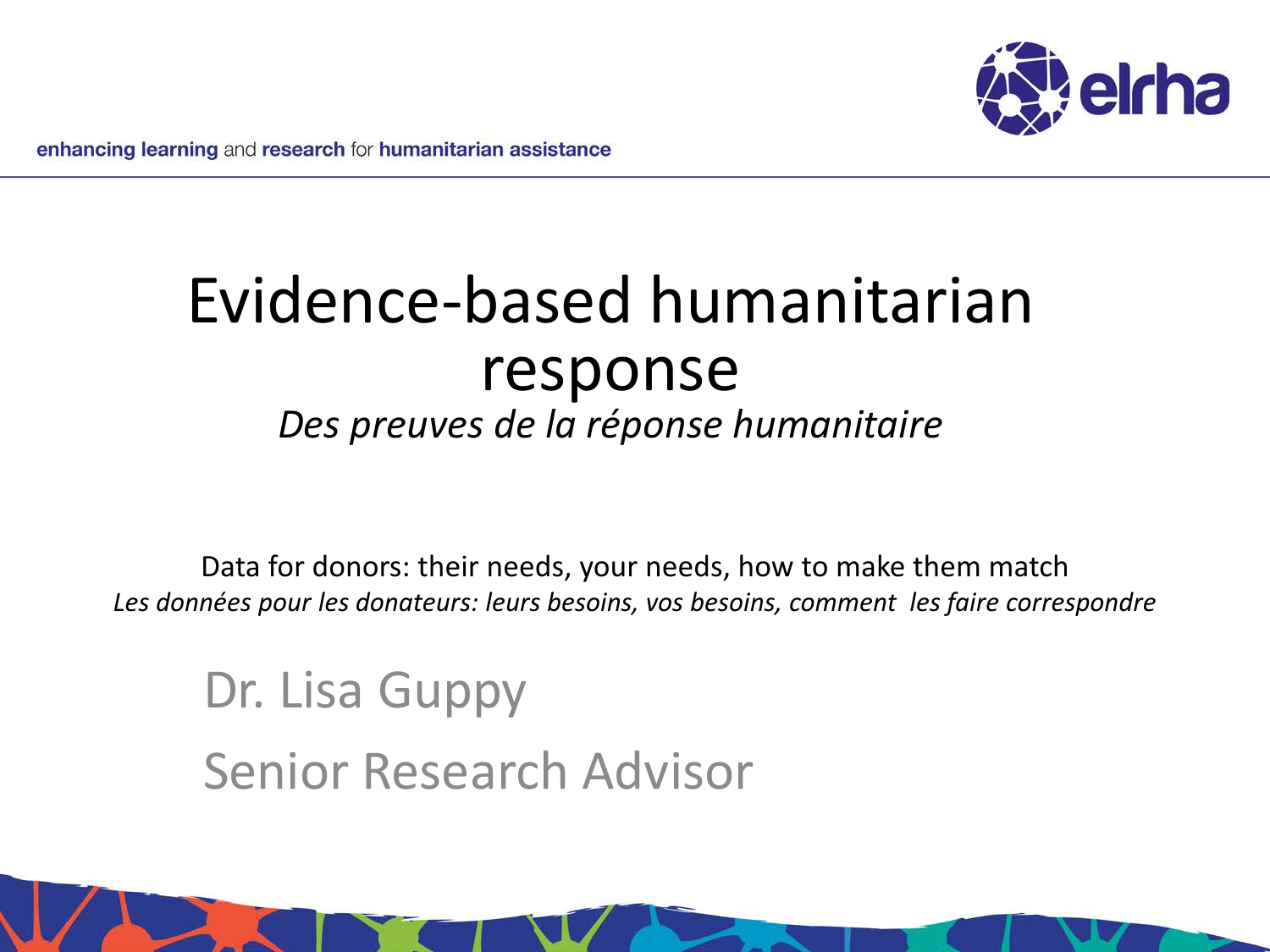enhancing learning and research for humanitarian assistance

# Evidence-based humanitarian response

*Des preuves de la réponse humanitaire*

Data for donors: their needs, your needs, how to make them match

*Les données pour les donateurs: leurs besoins, vos besoins, comment les faire correspondre*

Dr. Lisa Guppy

Senior Research Advisor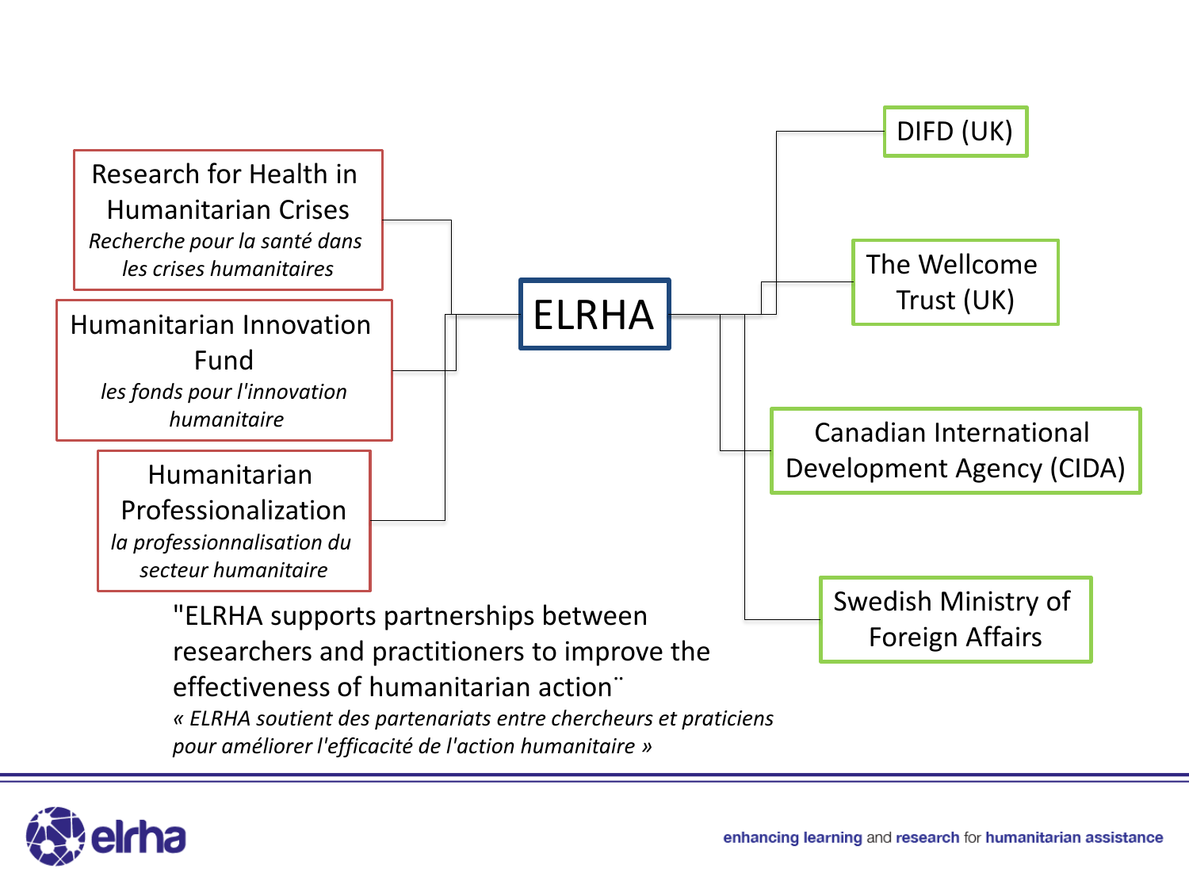# ELRHA

**Programmes:**

- Research for Health in Humanitarian Crises
  *Recherche pour la santé dans les crises humanitaires*
- Humanitarian Innovation Fund
  *les fonds pour l'innovation humanitaire*
- Humanitarian Professionalization
  *la professionnalisation du secteur humanitaire*

**Funders:**

- DIFD (UK)
- The Wellcome Trust (UK)
- Canadian International Development Agency (CIDA)
- Swedish Ministry of Foreign Affairs

"ELRHA supports partnerships between researchers and practitioners to improve the effectiveness of humanitarian action¨

*« ELRHA soutient des partenariats entre chercheurs et praticiens pour améliorer l'efficacité de l'action humanitaire »*

elrha

enhancing learning and research for humanitarian assistance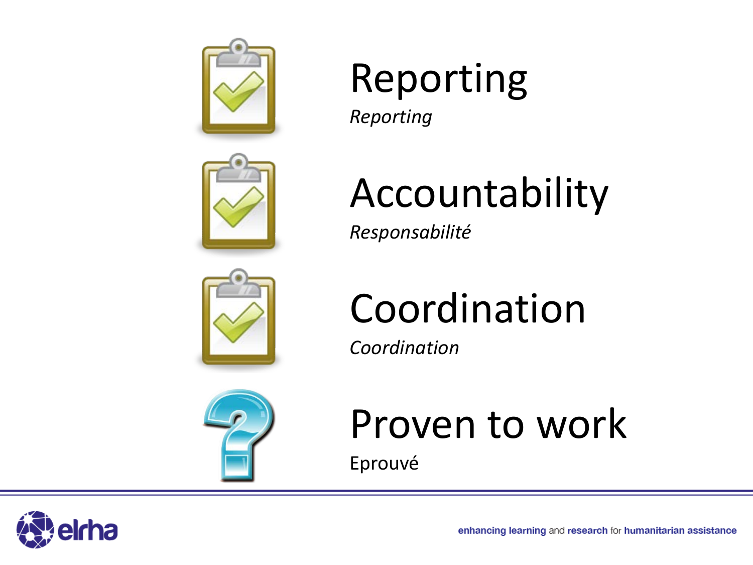# Reporting

*Reporting*

# Accountability

*Responsabilité*

# Coordination

*Coordination*

# Proven to work

Eprouvé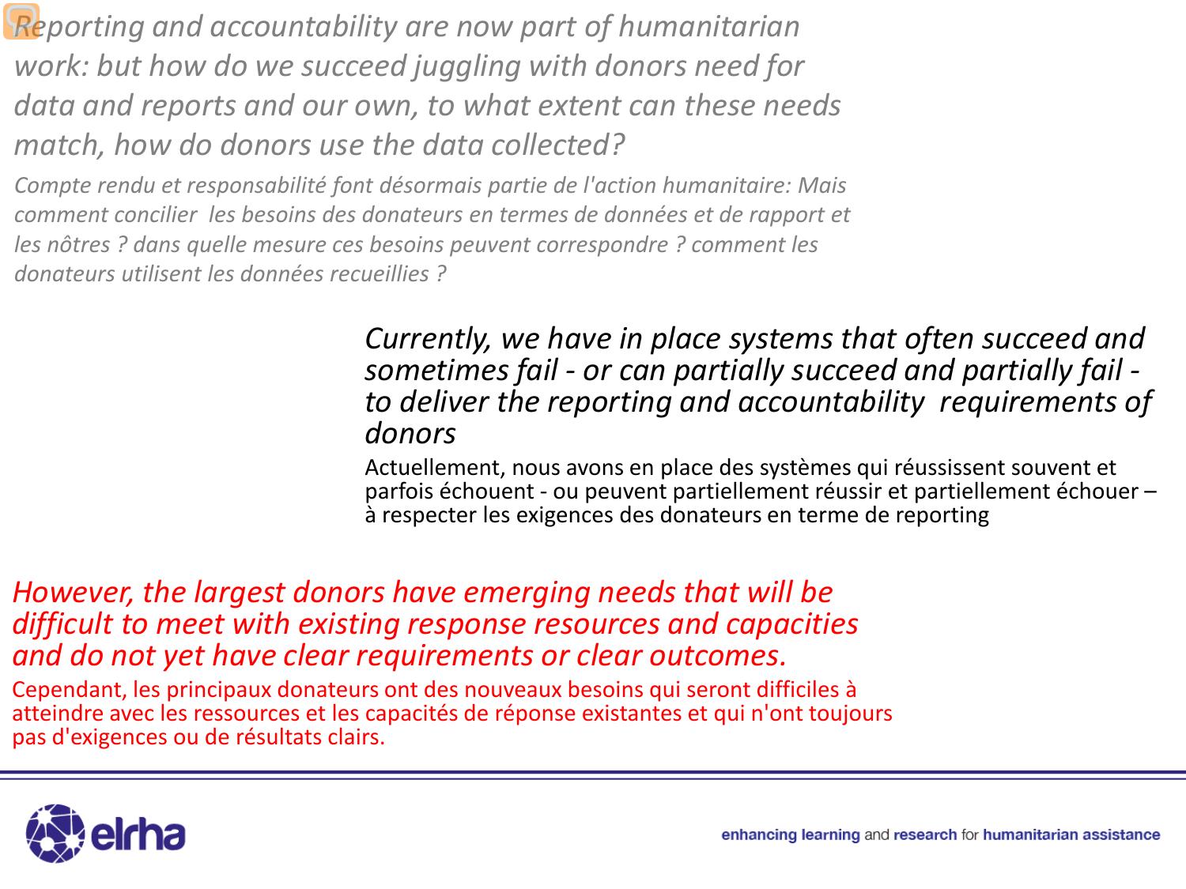*Reporting and accountability are now part of humanitarian work: but how do we succeed juggling with donors need for data and reports and our own, to what extent can these needs match, how do donors use the data collected?*

*Compte rendu et responsabilité font désormais partie de l'action humanitaire: Mais comment concilier les besoins des donateurs en termes de données et de rapport et les nôtres ? dans quelle mesure ces besoins peuvent correspondre ? comment les donateurs utilisent les données recueillies ?*

*Currently, we have in place systems that often succeed and sometimes fail - or can partially succeed and partially fail - to deliver the reporting and accountability requirements of donors*

Actuellement, nous avons en place des systèmes qui réussissent souvent et parfois échouent - ou peuvent partiellement réussir et partiellement échouer – à respecter les exigences des donateurs en terme de reporting

*However, the largest donors have emerging needs that will be difficult to meet with existing response resources and capacities and do not yet have clear requirements or clear outcomes.*

Cependant, les principaux donateurs ont des nouveaux besoins qui seront difficiles à atteindre avec les ressources et les capacités de réponse existantes et qui n'ont toujours pas d'exigences ou de résultats clairs.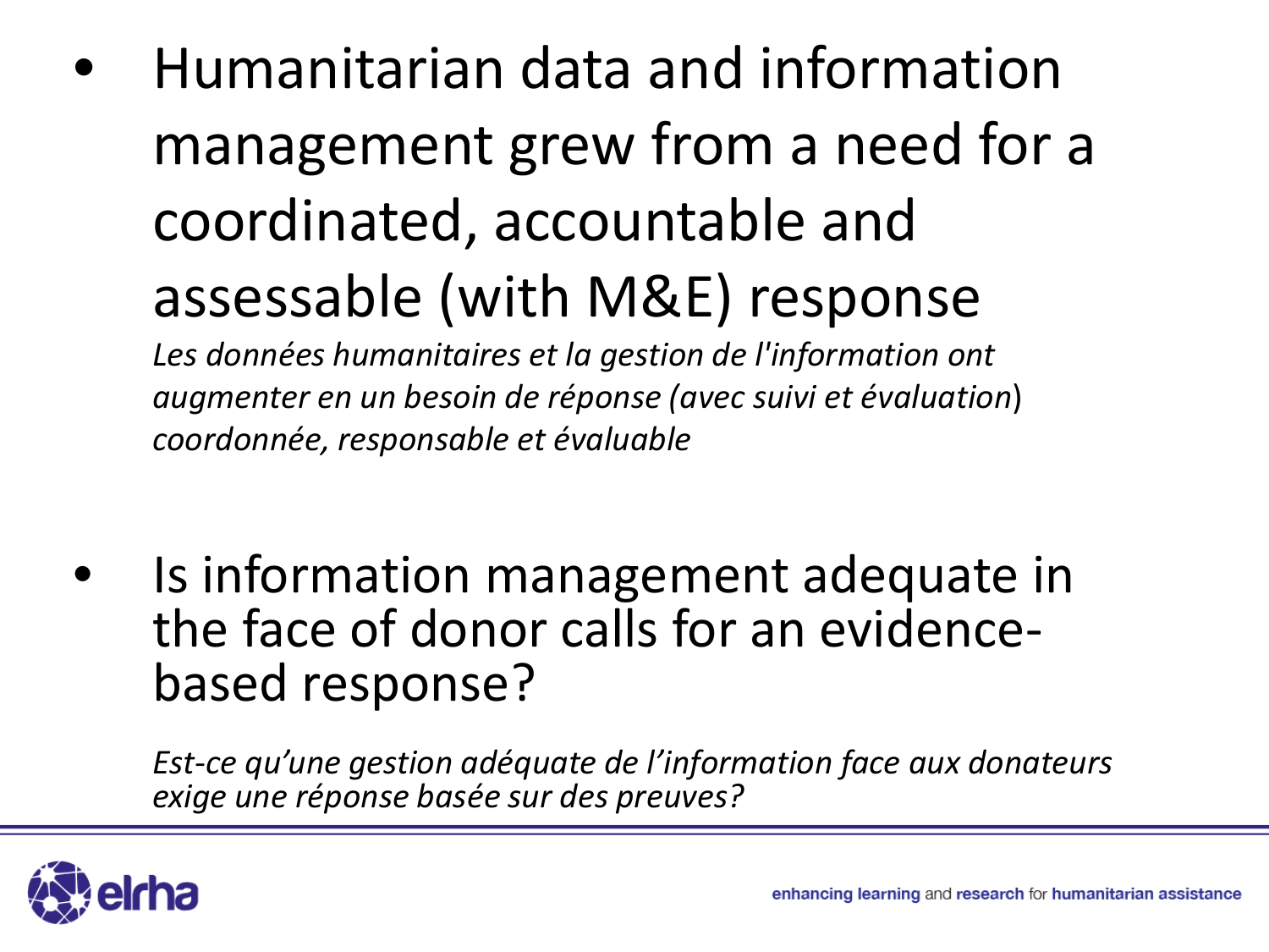- Humanitarian data and information management grew from a need for a coordinated, accountable and assessable (with M&E) response

  *Les données humanitaires et la gestion de l'information ont augmenter en un besoin de réponse (avec suivi et évaluation) coordonnée, responsable et évaluable*

- Is information management adequate in the face of donor calls for an evidence-based response?

  *Est-ce qu'une gestion adéquate de l'information face aux donateurs exige une réponse basée sur des preuves?*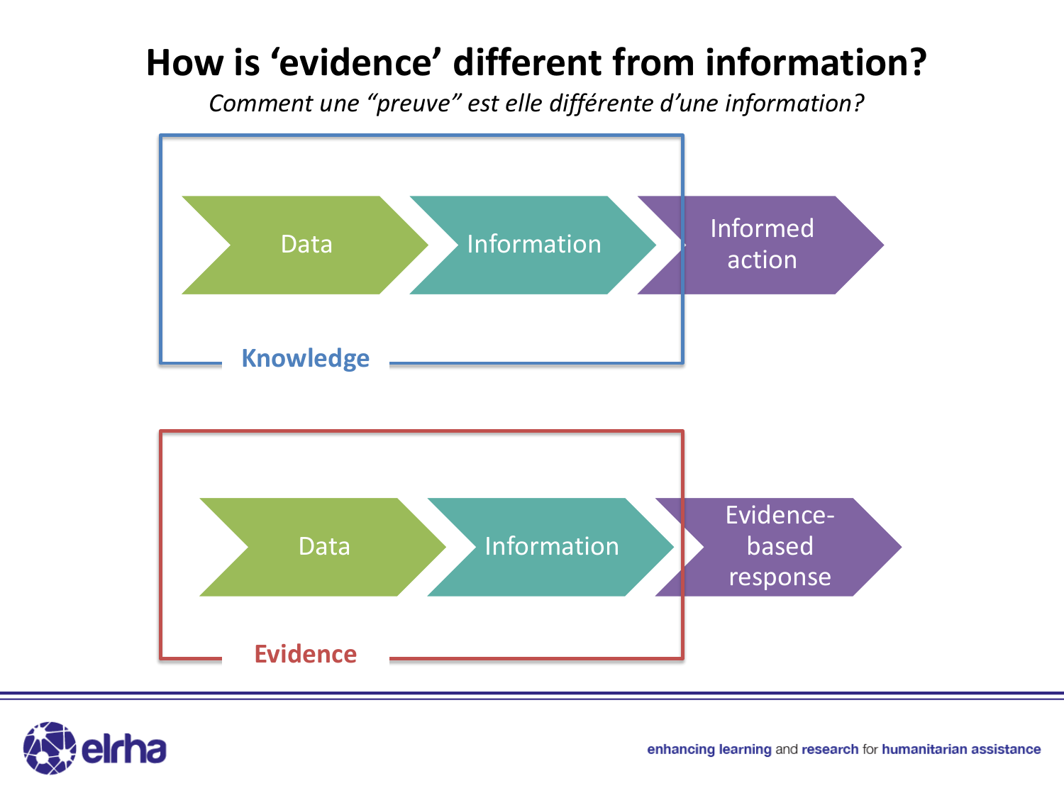# How is 'evidence' different from information?

*Comment une "preuve" est elle différente d'une information?*

Data → Information → Informed action

**Knowledge**

Data → Information → Evidence-based response

**Evidence**

enhancing learning and research for humanitarian assistance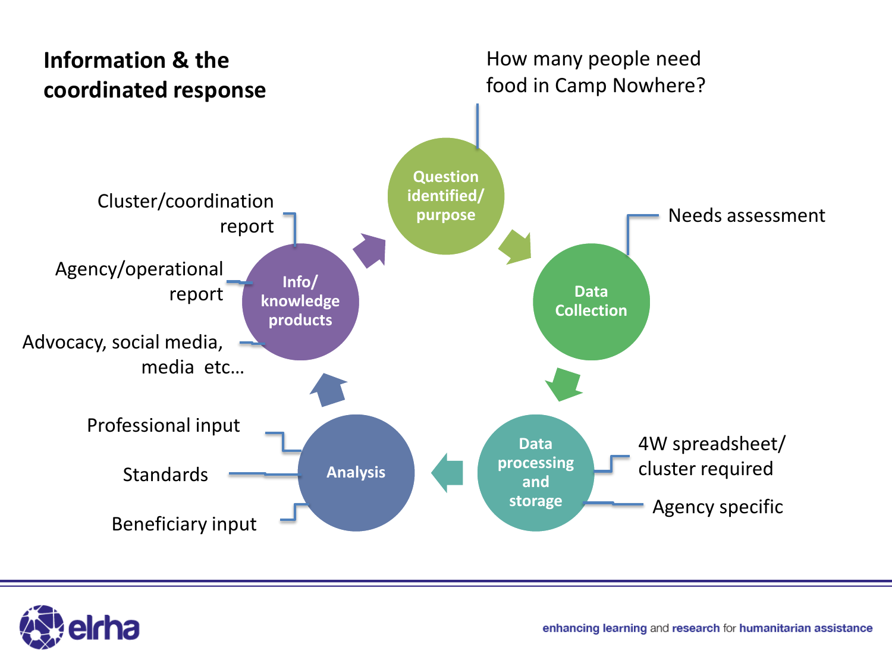# Information & the coordinated response

How many people need food in Camp Nowhere?

- **Question identified/ purpose** → How many people need food in Camp Nowhere?
- **Data Collection** → Needs assessment
- **Data processing and storage**
  - 4W spreadsheet/ cluster required
  - Agency specific
- **Analysis**
  - Professional input
  - Standards
  - Beneficiary input
- **Info/ knowledge products**
  - Cluster/coordination report
  - Agency/operational report
  - Advocacy, social media, media etc…

enhancing learning and research for humanitarian assistance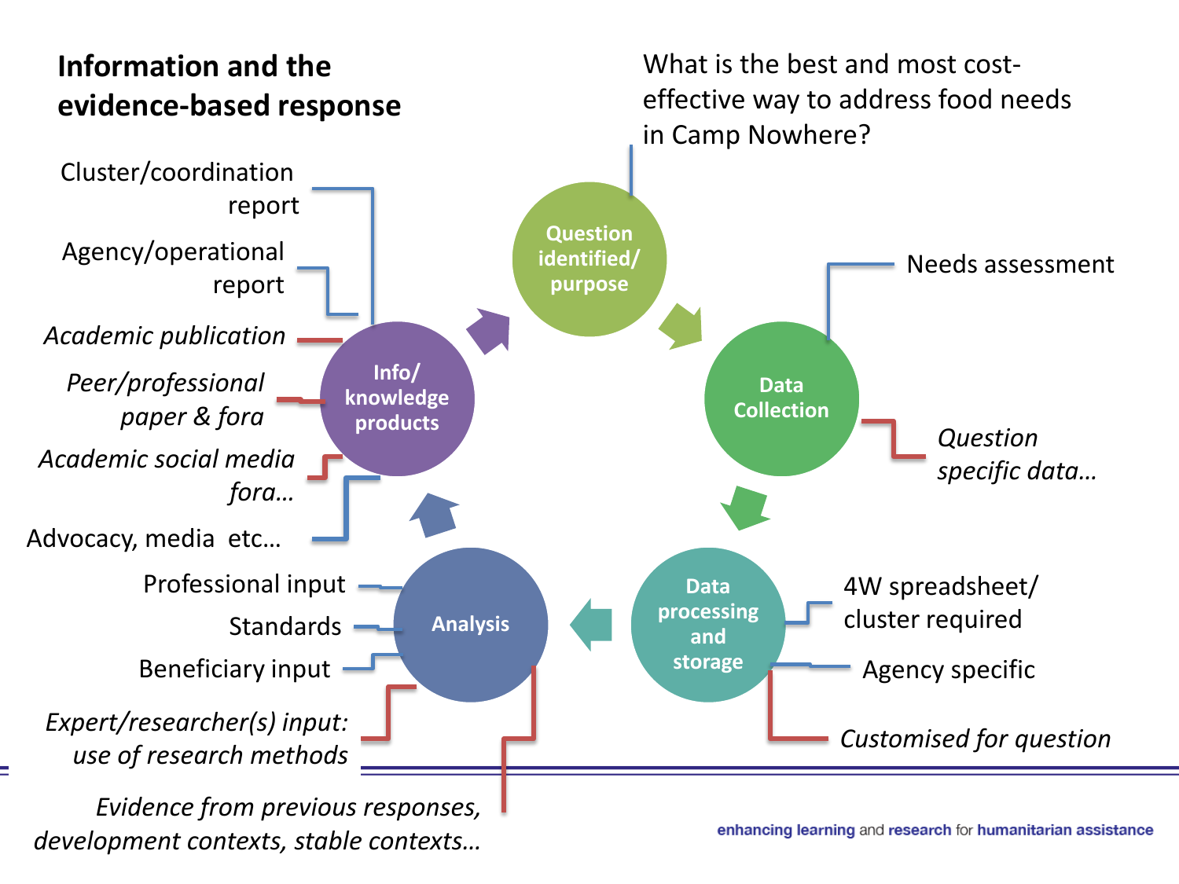# Information and the evidence-based response

What is the best and most cost-effective way to address food needs in Camp Nowhere?

**Question identified/ purpose**

**Data Collection**
- Needs assessment
- *Question specific data…*

**Data processing and storage**
- 4W spreadsheet/ cluster required
- Agency specific
- *Customised for question*

**Analysis**
- Professional input
- Standards
- Beneficiary input
- *Expert/researcher(s) input: use of research methods*
- *Evidence from previous responses, development contexts, stable contexts…*

**Info/ knowledge products**
- Cluster/coordination report
- Agency/operational report
- *Academic publication*
- *Peer/professional paper & fora*
- *Academic social media fora…*
- Advocacy, media etc…

enhancing learning and research for humanitarian assistance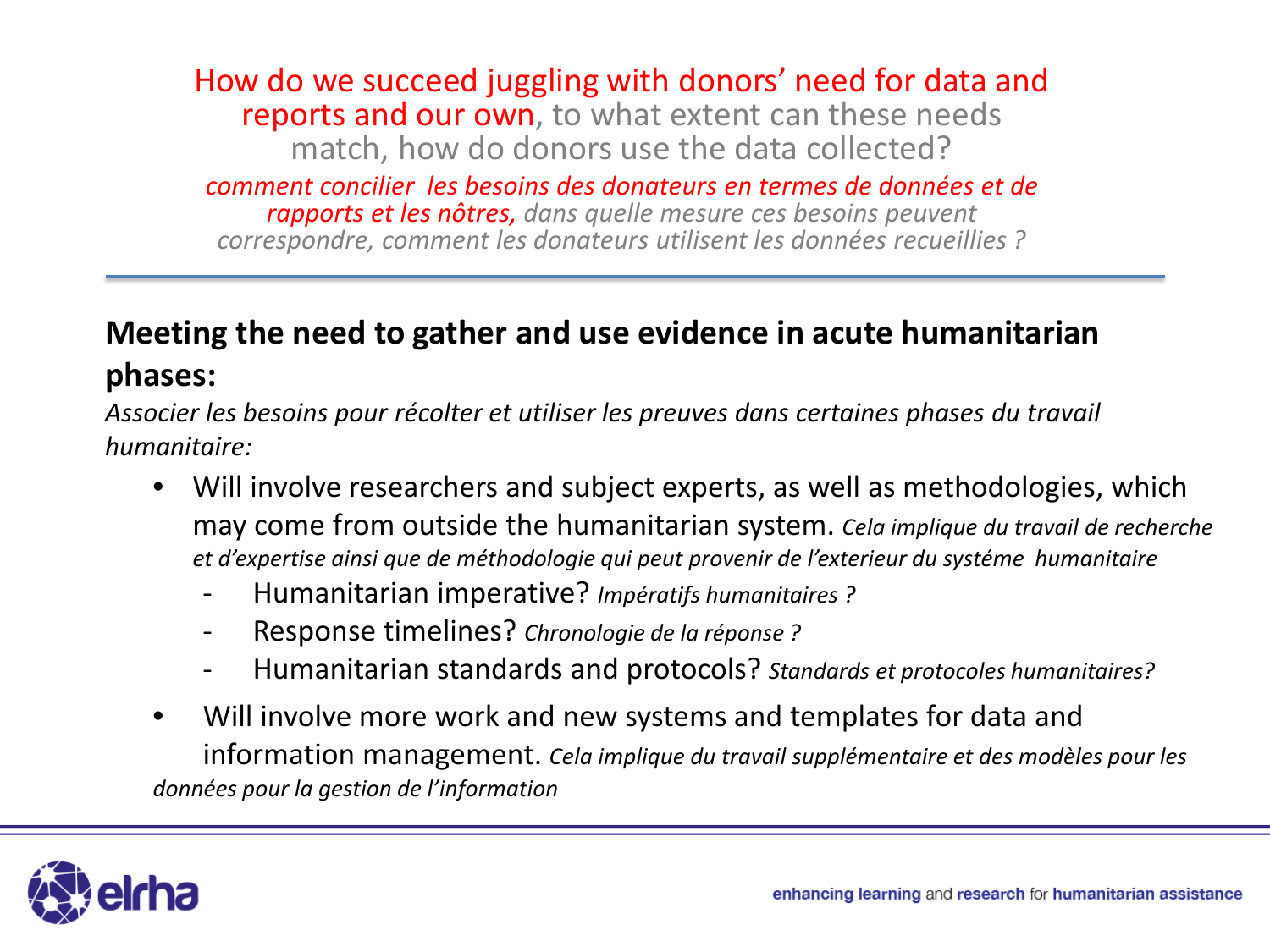How do we succeed juggling with donors' need for data and reports and our own, to what extent can these needs match, how do donors use the data collected?

*comment concilier les besoins des donateurs en termes de données et de rapports et les nôtres, dans quelle mesure ces besoins peuvent correspondre, comment les donateurs utilisent les données recueillies ?*

## Meeting the need to gather and use evidence in acute humanitarian phases:

*Associer les besoins pour récolter et utiliser les preuves dans certaines phases du travail humanitaire:*

- Will involve researchers and subject experts, as well as methodologies, which may come from outside the humanitarian system. *Cela implique du travail de recherche et d'expertise ainsi que de méthodologie qui peut provenir de l'exterieur du systéme humanitaire*
  - Humanitarian imperative? *Impératifs humanitaires ?*
  - Response timelines? *Chronologie de la réponse ?*
  - Humanitarian standards and protocols? *Standards et protocoles humanitaires?*
- Will involve more work and new systems and templates for data and information management. *Cela implique du travail supplémentaire et des modèles pour les données pour la gestion de l'information*

elrha

enhancing learning and research for humanitarian assistance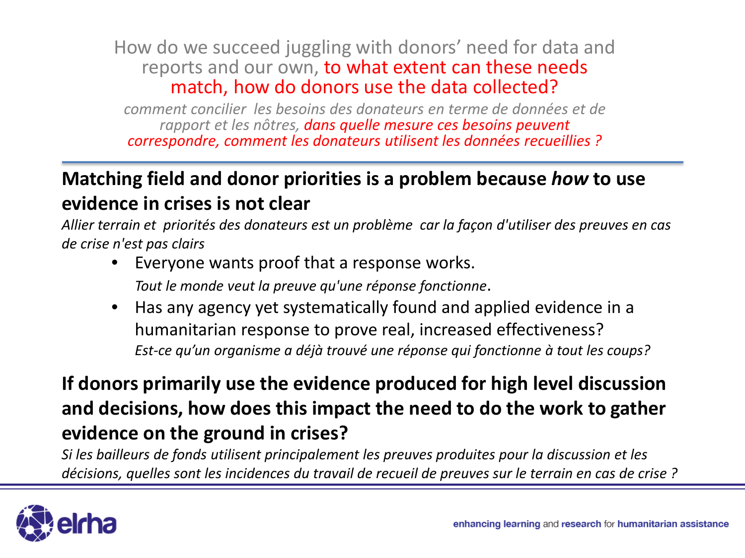How do we succeed juggling with donors' need for data and reports and our own, to what extent can these needs match, how do donors use the data collected?

*comment concilier les besoins des donateurs en terme de données et de rapport et les nôtres, dans quelle mesure ces besoins peuvent correspondre, comment les donateurs utilisent les données recueillies ?*

---

## Matching field and donor priorities is a problem because *how* to use evidence in crises is not clear

*Allier terrain et priorités des donateurs est un problème car la façon d'utiliser des preuves en cas de crise n'est pas clairs*

- Everyone wants proof that a response works.
  *Tout le monde veut la preuve qu'une réponse fonctionne*.
- Has any agency yet systematically found and applied evidence in a humanitarian response to prove real, increased effectiveness?
  *Est-ce qu'un organisme a déjà trouvé une réponse qui fonctionne à tout les coups?*

## If donors primarily use the evidence produced for high level discussion and decisions, how does this impact the need to do the work to gather evidence on the ground in crises?

*Si les bailleurs de fonds utilisent principalement les preuves produites pour la discussion et les décisions, quelles sont les incidences du travail de recueil de preuves sur le terrain en cas de crise ?*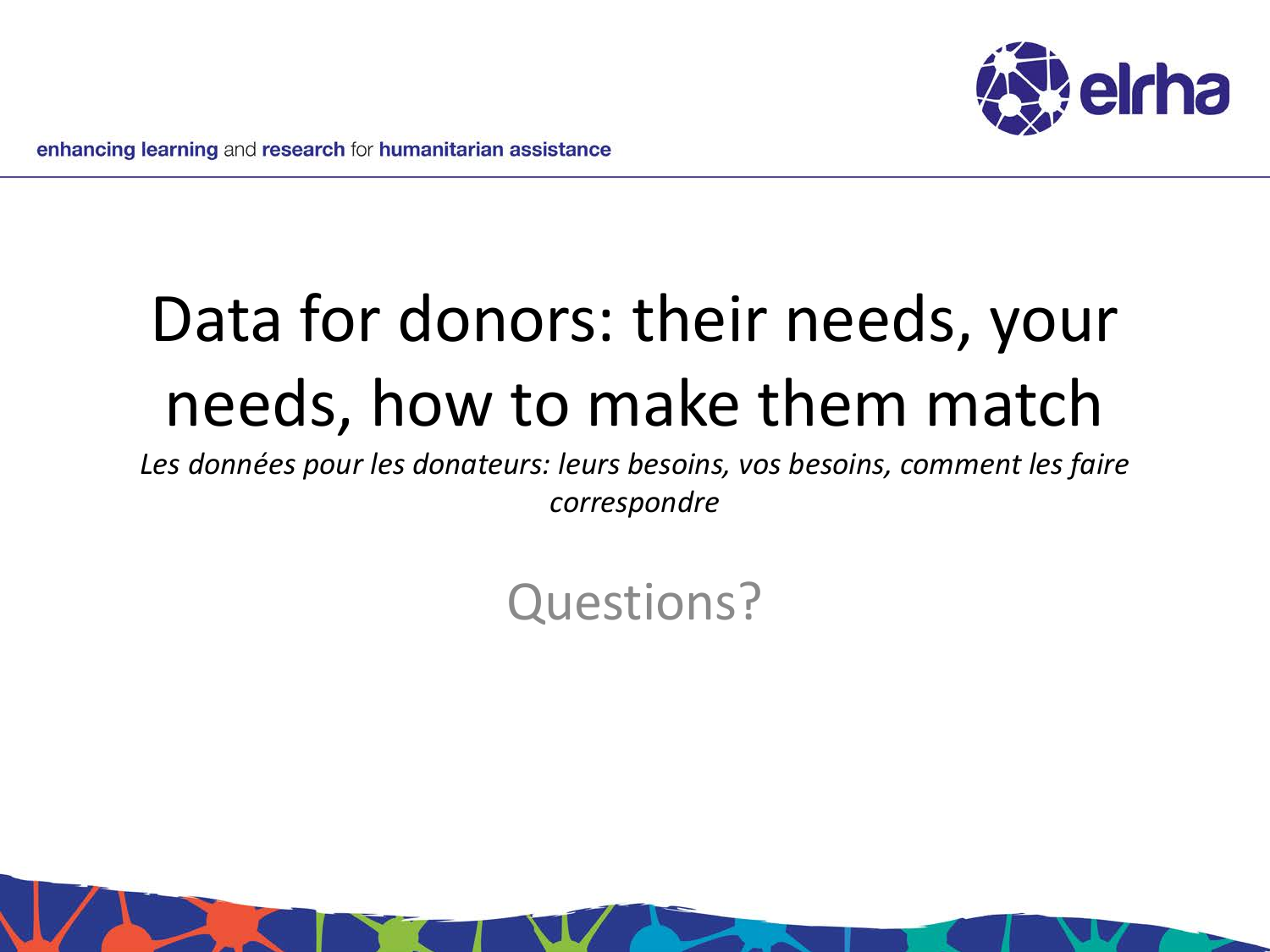enhancing learning and research for humanitarian assistance

# Data for donors: their needs, your needs, how to make them match

*Les données pour les donateurs: leurs besoins, vos besoins, comment les faire correspondre*

Questions?